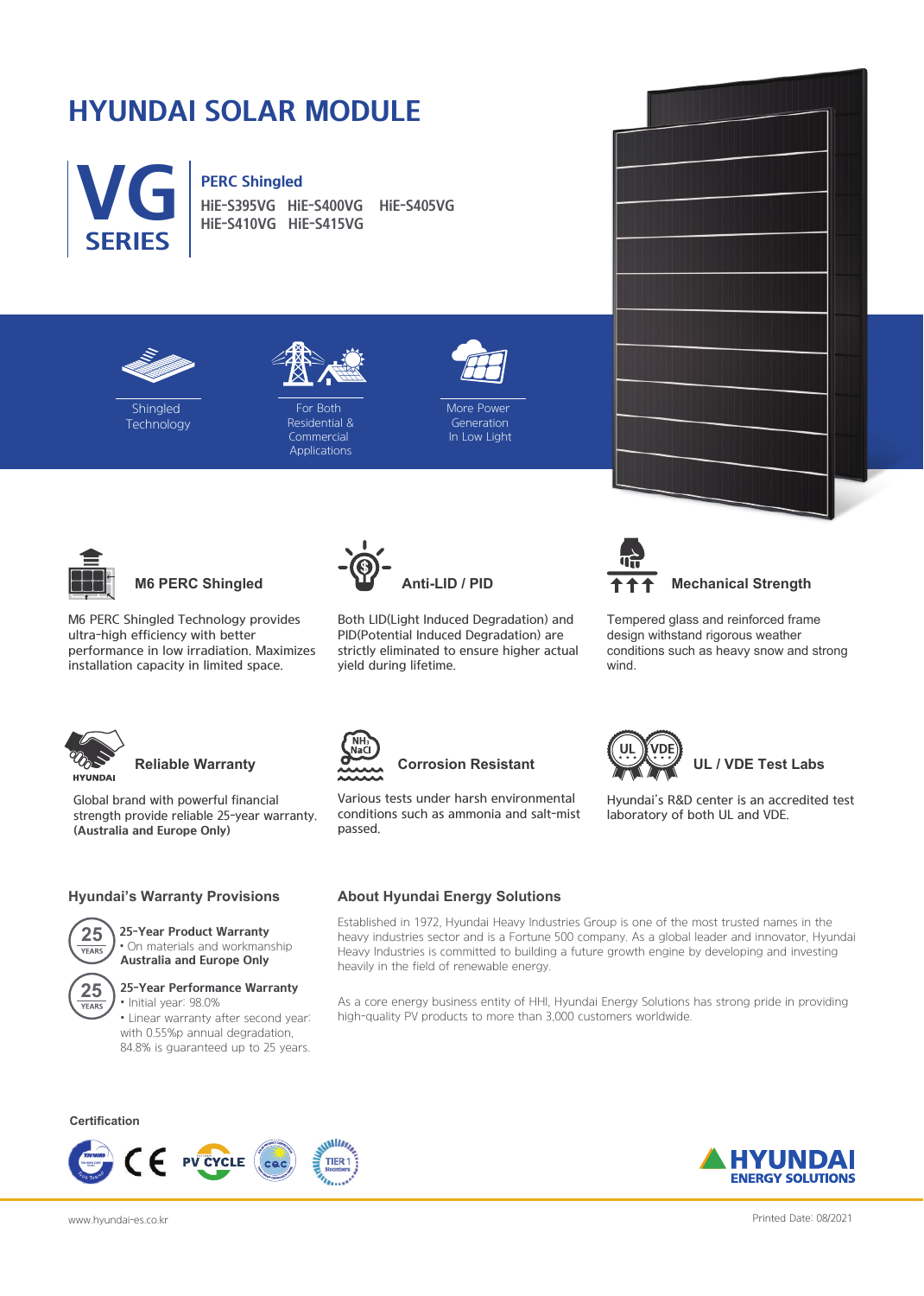# HYUNDAI SOLAR MODULE

## VG SERIES

**PERC Shingled**

**HiE-S395VG HiE-S400VG HiE-S405VG HiE-S410VG HiE-S415VG**

Shingled Technology

For Both Residential & Commercial Applications

More Power Generation In Low Light

### M6 PERC Shingled

M6 PERC Shingled Technology provides ultra-high efficiency with better performance in low irradiation. Maximizes installation capacity in limited space.

### Anti-LID / PID

Both LID(Light Induced Degradation) and PID(Potential Induced Degradation) are strictly eliminated to ensure higher actual yield during lifetime.

### Mechanical Strength

Tempered glass and reinforced frame design withstand rigorous weather conditions such as heavy snow and strong wind.

### Reliable Warranty

Global brand with powerful financial strength provide reliable 25-year warranty. **(Australia and Europe Only)**

### Corrosion Resistant

Various tests under harsh environmental conditions such as ammonia and salt-mist passed.

### UL / VDE Test Labs

Hyundai's R&D center is an accredited test laboratory of both UL and VDE.

## Hyundai's Warranty Provisions

**25 YEARS — 25-Year Product Warranty**
- On materials and workmanship

**Australia and Europe Only**

**25 YEARS — 25-Year Performance Warranty**
- Initial year: 98.0%
- Linear warranty after second year: with 0.55%p annual degradation, 84.8% is guaranteed up to 25 years.

## About Hyundai Energy Solutions

Established in 1972, Hyundai Heavy Industries Group is one of the most trusted names in the heavy industries sector and is a Fortune 500 company. As a global leader and innovator, Hyundai Heavy Industries is committed to building a future growth engine by developing and investing heavily in the field of renewable energy.

As a core energy business entity of HHI, Hyundai Energy Solutions has strong pride in providing high-quality PV products to more than 3,000 customers worldwide.

**Certification**

HYUNDAI ENERGY SOLUTIONS

www.hyundai-es.co.kr

Printed Date: 08/2021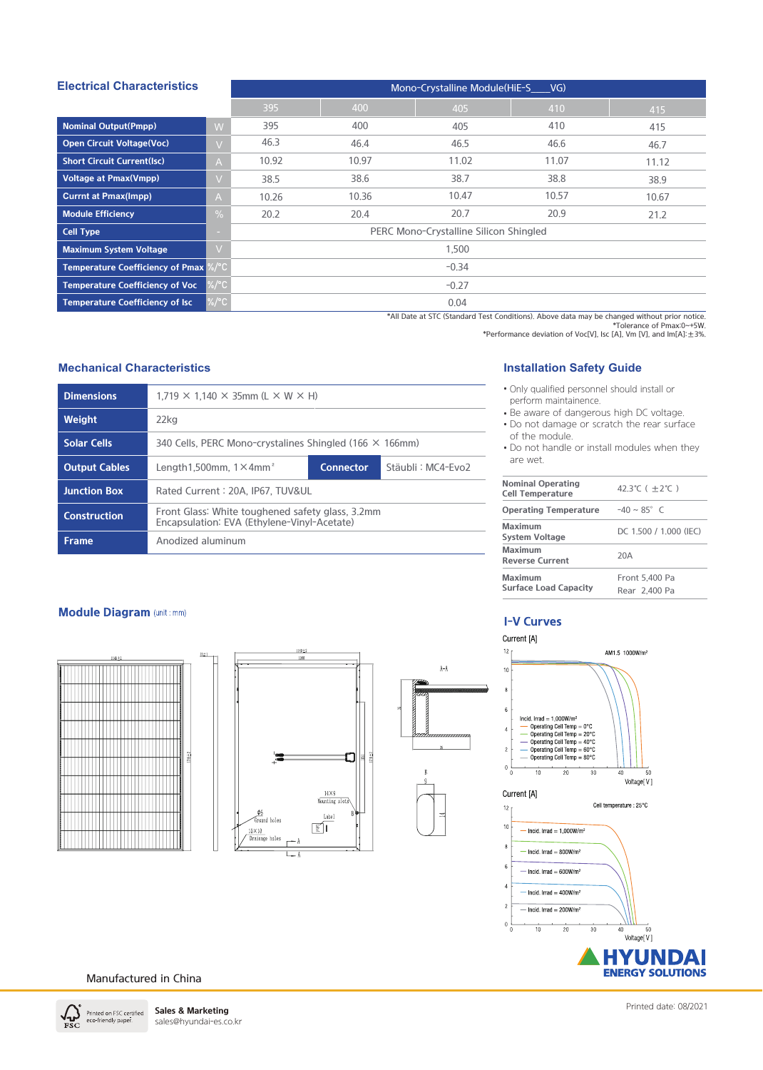## Electrical Characteristics

| | | Mono-Crystalline Module(HiE-S___VG) | | | | |
|---|---|---|---|---|---|---|
| | | 395 | 400 | 405 | 410 | 415 |
| Nominal Output(Pmpp) | W | 395 | 400 | 405 | 410 | 415 |
| Open Circuit Voltage(Voc) | V | 46.3 | 46.4 | 46.5 | 46.6 | 46.7 |
| Short Circuit Current(Isc) | A | 10.92 | 10.97 | 11.02 | 11.07 | 11.12 |
| Voltage at Pmax(Vmpp) | V | 38.5 | 38.6 | 38.7 | 38.8 | 38.9 |
| Currnt at Pmax(Impp) | A | 10.26 | 10.36 | 10.47 | 10.57 | 10.67 |
| Module Efficiency | % | 20.2 | 20.4 | 20.7 | 20.9 | 21.2 |
| Cell Type | - | PERC Mono-Crystalline Silicon Shingled | | | | |
| Maximum System Voltage | V | 1,500 | | | | |
| Temperature Coefficiency of Pmax | %/°C | -0.34 | | | | |
| Temperature Coefficiency of Voc | %/°C | -0.27 | | | | |
| Temperature Coefficiency of Isc | %/°C | 0.04 | | | | |

*All Date at STC (Standard Test Conditions). Above data may be changed without prior notice.
*Tolerance of Pmax:0~+5W.
*Performance deviation of Voc[V], Isc [A], Vm [V], and Im[A]:±3%.

## Mechanical Characteristics

| | | | |
|---|---|---|---|
| Dimensions | 1,719 × 1,140 × 35mm (L × W × H) | | |
| Weight | 22kg | | |
| Solar Cells | 340 Cells, PERC Mono-crystalines Shingled (166 × 166mm) | | |
| Output Cables | Length1,500mm, 1×4mm² | Connector | Stäubli : MC4-Evo2 |
| Junction Box | Rated Current : 20A, IP67, TUV&UL | | |
| Construction | Front Glass: White toughened safety glass, 3.2mm<br>Encapsulation: EVA (Ethylene-Vinyl-Acetate) | | |
| Frame | Anodized aluminum | | |

## Installation Safety Guide

- Only qualified personnel should install or perform maintainance.
- Be aware of dangerous high DC voltage.
- Do not damage or scratch the rear surface of the module.
- Do not handle or install modules when they are wet.

| | |
|---|---|
| Nominal Operating Cell Temperature | 42.3°C ( ±2°C ) |
| Operating Temperature | -40 ~ 85° C |
| Maximum System Voltage | DC 1.500 / 1.000 (IEC) |
| Maximum Reverse Current | 20A |
| Maximum Surface Load Capacity | Front 5,400 Pa<br>Rear 2,400 Pa |

## Module Diagram (unit : mm)

A-A
B
14X9 Mounting slots
Φ6 Ground holes
Label
10X10 Drainage holes

## I-V Curves

Current [A]
AM1.5 1000W/m²
Incid. Irrad = 1,000W/m²
Operating Cell Temp = 0°C
Operating Cell Temp = 20°C
Operating Cell Temp = 40°C
Operating Cell Temp = 60°C
Operating Cell Temp = 80°C
Voltage[V]

Current [A]
Cell temperature : 25°C
Incid. Irrad = 1,000W/m²
Incid. Irrad = 800W/m²
Incid. Irrad = 600W/m²
Incid. Irrad = 400W/m²
Incid. Irrad = 200W/m²
Voltage[V]

HYUNDAI ENERGY SOLUTIONS

Manufactured in China

Printed on FSC certified eco-friendly paper.

**Sales & Marketing**
sales@hyundai-es.co.kr

Printed date: 08/2021